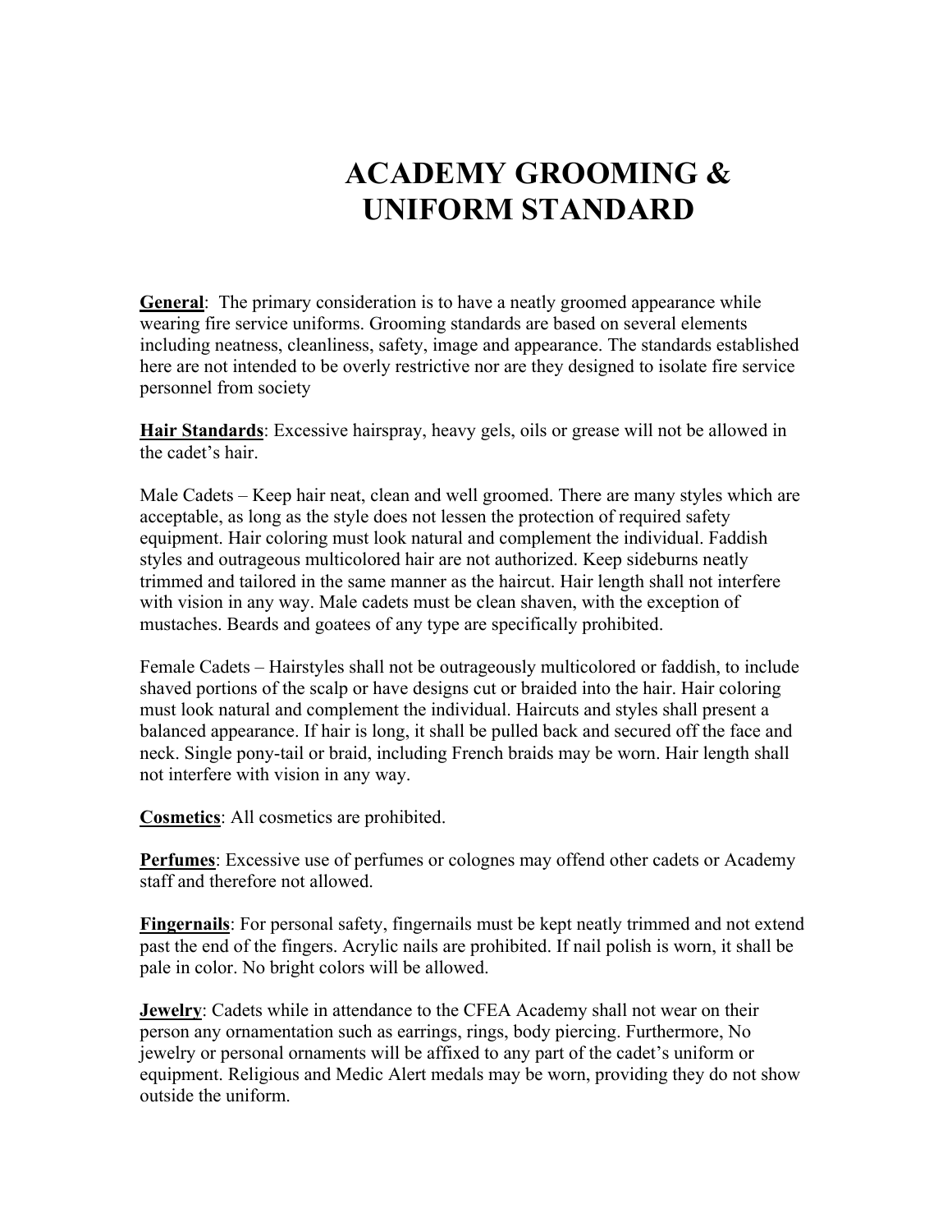# ACADEMY GROOMING & UNIFORM STANDARD

**General**: The primary consideration is to have a neatly groomed appearance while wearing fire service uniforms. Grooming standards are based on several elements including neatness, cleanliness, safety, image and appearance. The standards established here are not intended to be overly restrictive nor are they designed to isolate fire service personnel from society

**Hair Standards**: Excessive hairspray, heavy gels, oils or grease will not be allowed in the cadet's hair.

Male Cadets – Keep hair neat, clean and well groomed. There are many styles which are acceptable, as long as the style does not lessen the protection of required safety equipment. Hair coloring must look natural and complement the individual. Faddish styles and outrageous multicolored hair are not authorized. Keep sideburns neatly trimmed and tailored in the same manner as the haircut. Hair length shall not interfere with vision in any way. Male cadets must be clean shaven, with the exception of mustaches. Beards and goatees of any type are specifically prohibited.

Female Cadets – Hairstyles shall not be outrageously multicolored or faddish, to include shaved portions of the scalp or have designs cut or braided into the hair. Hair coloring must look natural and complement the individual. Haircuts and styles shall present a balanced appearance. If hair is long, it shall be pulled back and secured off the face and neck. Single pony-tail or braid, including French braids may be worn. Hair length shall not interfere with vision in any way.

**Cosmetics**: All cosmetics are prohibited.

**Perfumes**: Excessive use of perfumes or colognes may offend other cadets or Academy staff and therefore not allowed.

**Fingernails**: For personal safety, fingernails must be kept neatly trimmed and not extend past the end of the fingers. Acrylic nails are prohibited. If nail polish is worn, it shall be pale in color. No bright colors will be allowed.

**Jewelry**: Cadets while in attendance to the CFEA Academy shall not wear on their person any ornamentation such as earrings, rings, body piercing. Furthermore, No jewelry or personal ornaments will be affixed to any part of the cadet's uniform or equipment. Religious and Medic Alert medals may be worn, providing they do not show outside the uniform.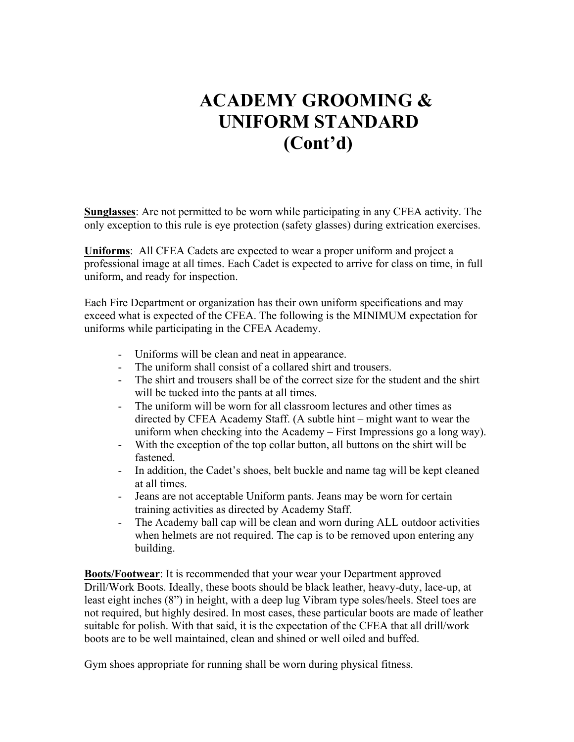# ACADEMY GROOMING & UNIFORM STANDARD (Cont'd)

**Sunglasses**: Are not permitted to be worn while participating in any CFEA activity. The only exception to this rule is eye protection (safety glasses) during extrication exercises.

**Uniforms**: All CFEA Cadets are expected to wear a proper uniform and project a professional image at all times. Each Cadet is expected to arrive for class on time, in full uniform, and ready for inspection.

Each Fire Department or organization has their own uniform specifications and may exceed what is expected of the CFEA. The following is the MINIMUM expectation for uniforms while participating in the CFEA Academy.

- Uniforms will be clean and neat in appearance.
- The uniform shall consist of a collared shirt and trousers.
- The shirt and trousers shall be of the correct size for the student and the shirt will be tucked into the pants at all times.
- The uniform will be worn for all classroom lectures and other times as directed by CFEA Academy Staff. (A subtle hint – might want to wear the uniform when checking into the Academy – First Impressions go a long way).
- With the exception of the top collar button, all buttons on the shirt will be fastened.
- In addition, the Cadet's shoes, belt buckle and name tag will be kept cleaned at all times.
- Jeans are not acceptable Uniform pants. Jeans may be worn for certain training activities as directed by Academy Staff.
- The Academy ball cap will be clean and worn during ALL outdoor activities when helmets are not required. The cap is to be removed upon entering any building.

**Boots/Footwear**: It is recommended that your wear your Department approved Drill/Work Boots. Ideally, these boots should be black leather, heavy-duty, lace-up, at least eight inches (8") in height, with a deep lug Vibram type soles/heels. Steel toes are not required, but highly desired. In most cases, these particular boots are made of leather suitable for polish. With that said, it is the expectation of the CFEA that all drill/work boots are to be well maintained, clean and shined or well oiled and buffed.

Gym shoes appropriate for running shall be worn during physical fitness.